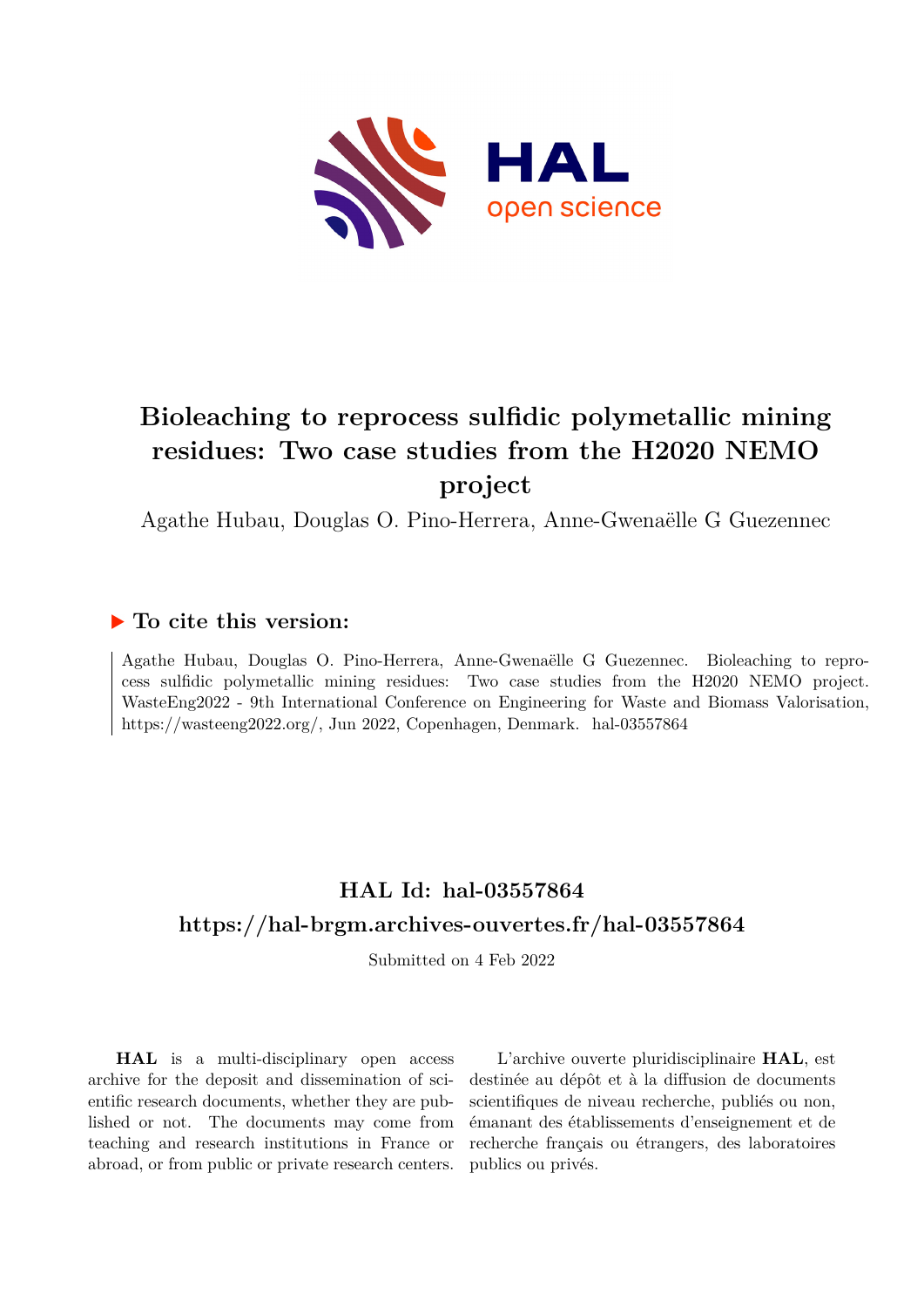# Bioleaching to reprocess sulfidic polymetallic mining residues: Two case studies from the H2020 NEMO project

Agathe Hubau, Douglas O. Pino-Herrera, Anne-Gwenaëlle G Guezennec

## ▶ To cite this version:

Agathe Hubau, Douglas O. Pino-Herrera, Anne-Gwenaëlle G Guezennec. Bioleaching to reprocess sulfidic polymetallic mining residues: Two case studies from the H2020 NEMO project. WasteEng2022 - 9th International Conference on Engineering for Waste and Biomass Valorisation, https://wasteeng2022.org/, Jun 2022, Copenhagen, Denmark. hal-03557864

## HAL Id: hal-03557864

## https://hal-brgm.archives-ouvertes.fr/hal-03557864

Submitted on 4 Feb 2022

**HAL** is a multi-disciplinary open access archive for the deposit and dissemination of scientific research documents, whether they are published or not. The documents may come from teaching and research institutions in France or abroad, or from public or private research centers.

L'archive ouverte pluridisciplinaire **HAL**, est destinée au dépôt et à la diffusion de documents scientifiques de niveau recherche, publiés ou non, émanant des établissements d'enseignement et de recherche français ou étrangers, des laboratoires publics ou privés.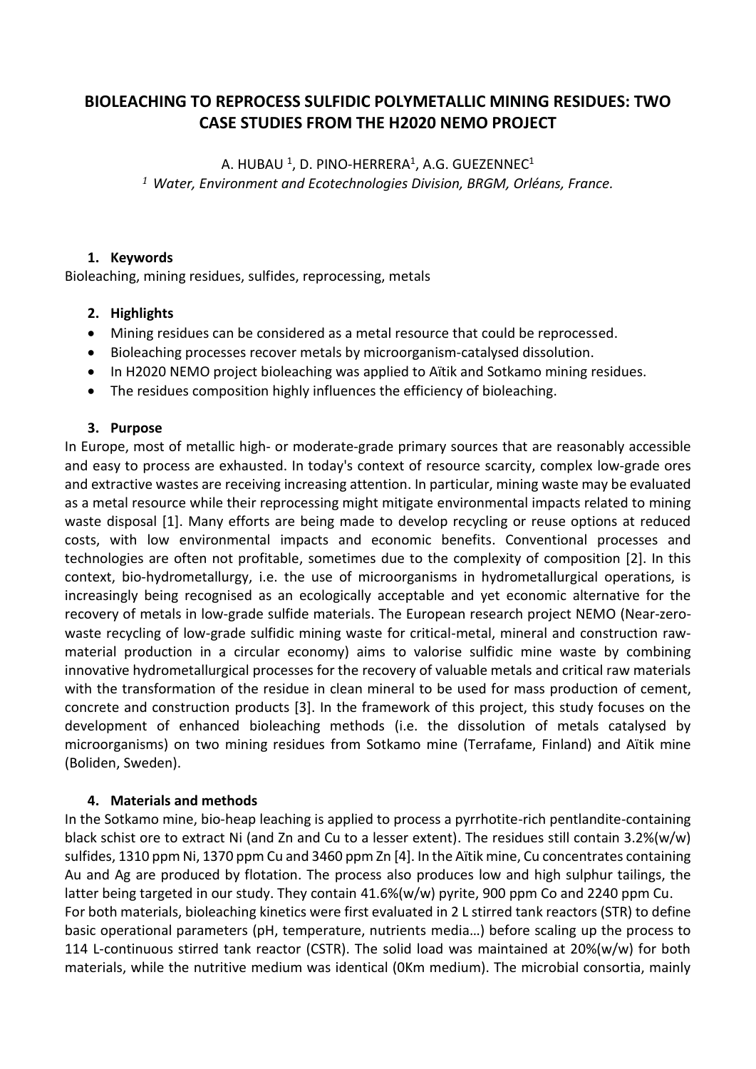# BIOLEACHING TO REPROCESS SULFIDIC POLYMETALLIC MINING RESIDUES: TWO CASE STUDIES FROM THE H2020 NEMO PROJECT

A. HUBAU [1], D. PINO-HERRERA[1], A.G. GUEZENNEC[1]

[1] *Water, Environment and Ecotechnologies Division, BRGM, Orléans, France.*

## 1. Keywords

Bioleaching, mining residues, sulfides, reprocessing, metals

## 2. Highlights

- Mining residues can be considered as a metal resource that could be reprocessed.
- Bioleaching processes recover metals by microorganism-catalysed dissolution.
- In H2020 NEMO project bioleaching was applied to Aïtik and Sotkamo mining residues.
- The residues composition highly influences the efficiency of bioleaching.

## 3. Purpose

In Europe, most of metallic high- or moderate-grade primary sources that are reasonably accessible and easy to process are exhausted. In today's context of resource scarcity, complex low-grade ores and extractive wastes are receiving increasing attention. In particular, mining waste may be evaluated as a metal resource while their reprocessing might mitigate environmental impacts related to mining waste disposal [1]. Many efforts are being made to develop recycling or reuse options at reduced costs, with low environmental impacts and economic benefits. Conventional processes and technologies are often not profitable, sometimes due to the complexity of composition [2]. In this context, bio-hydrometallurgy, i.e. the use of microorganisms in hydrometallurgical operations, is increasingly being recognised as an ecologically acceptable and yet economic alternative for the recovery of metals in low-grade sulfide materials. The European research project NEMO (Near-zero-waste recycling of low-grade sulfidic mining waste for critical-metal, mineral and construction raw-material production in a circular economy) aims to valorise sulfidic mine waste by combining innovative hydrometallurgical processes for the recovery of valuable metals and critical raw materials with the transformation of the residue in clean mineral to be used for mass production of cement, concrete and construction products [3]. In the framework of this project, this study focuses on the development of enhanced bioleaching methods (i.e. the dissolution of metals catalysed by microorganisms) on two mining residues from Sotkamo mine (Terrafame, Finland) and Aïtik mine (Boliden, Sweden).

## 4. Materials and methods

In the Sotkamo mine, bio-heap leaching is applied to process a pyrrhotite-rich pentlandite-containing black schist ore to extract Ni (and Zn and Cu to a lesser extent). The residues still contain 3.2%(w/w) sulfides, 1310 ppm Ni, 1370 ppm Cu and 3460 ppm Zn [4]. In the Aïtik mine, Cu concentrates containing Au and Ag are produced by flotation. The process also produces low and high sulphur tailings, the latter being targeted in our study. They contain 41.6%(w/w) pyrite, 900 ppm Co and 2240 ppm Cu.

For both materials, bioleaching kinetics were first evaluated in 2 L stirred tank reactors (STR) to define basic operational parameters (pH, temperature, nutrients media…) before scaling up the process to 114 L-continuous stirred tank reactor (CSTR). The solid load was maintained at 20%(w/w) for both materials, while the nutritive medium was identical (0Km medium). The microbial consortia, mainly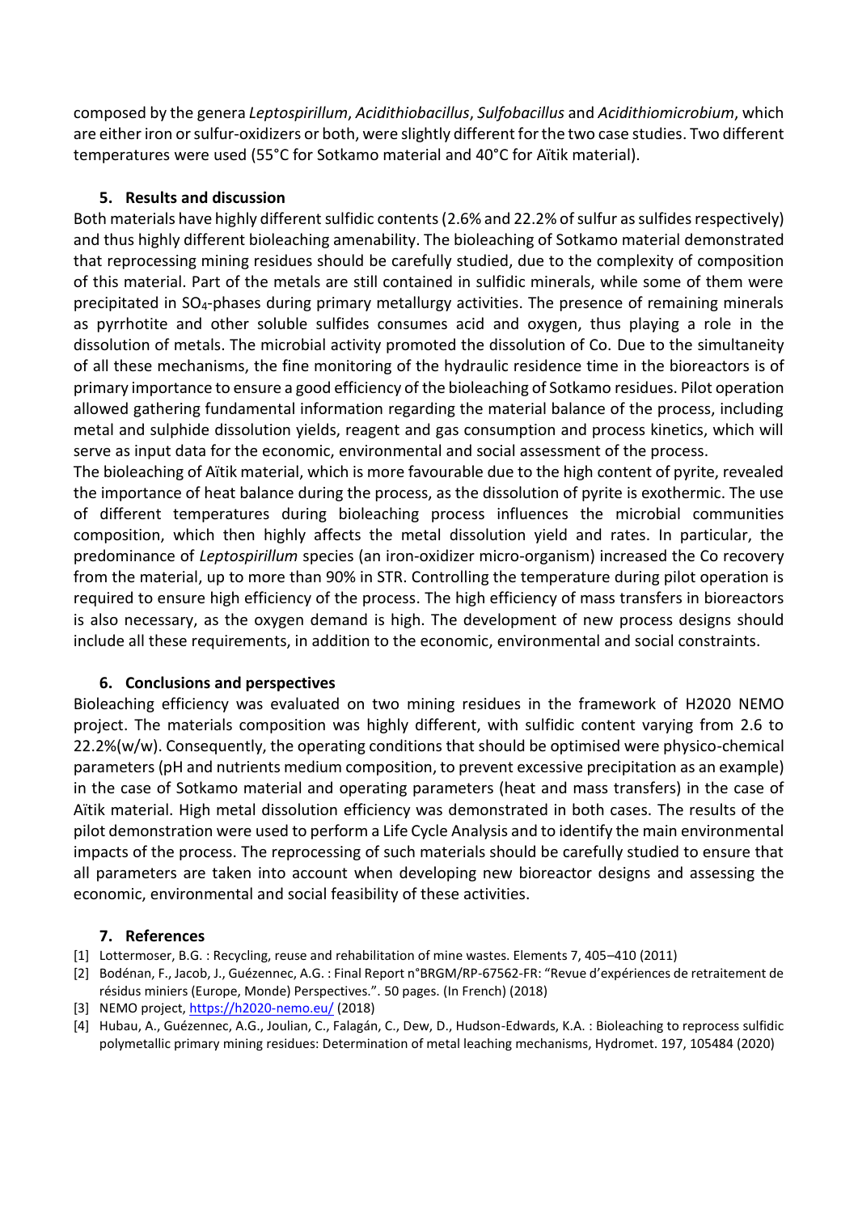composed by the genera *Leptospirillum*, *Acidithiobacillus*, *Sulfobacillus* and *Acidithiomicrobium*, which are either iron or sulfur-oxidizers or both, were slightly different for the two case studies. Two different temperatures were used (55°C for Sotkamo material and 40°C for Aïtik material).

## 5. Results and discussion

Both materials have highly different sulfidic contents (2.6% and 22.2% of sulfur as sulfides respectively) and thus highly different bioleaching amenability. The bioleaching of Sotkamo material demonstrated that reprocessing mining residues should be carefully studied, due to the complexity of composition of this material. Part of the metals are still contained in sulfidic minerals, while some of them were precipitated in $SO_4$-phases during primary metallurgy activities. The presence of remaining minerals as pyrrhotite and other soluble sulfides consumes acid and oxygen, thus playing a role in the dissolution of metals. The microbial activity promoted the dissolution of Co. Due to the simultaneity of all these mechanisms, the fine monitoring of the hydraulic residence time in the bioreactors is of primary importance to ensure a good efficiency of the bioleaching of Sotkamo residues. Pilot operation allowed gathering fundamental information regarding the material balance of the process, including metal and sulphide dissolution yields, reagent and gas consumption and process kinetics, which will serve as input data for the economic, environmental and social assessment of the process.

The bioleaching of Aïtik material, which is more favourable due to the high content of pyrite, revealed the importance of heat balance during the process, as the dissolution of pyrite is exothermic. The use of different temperatures during bioleaching process influences the microbial communities composition, which then highly affects the metal dissolution yield and rates. In particular, the predominance of *Leptospirillum* species (an iron-oxidizer micro-organism) increased the Co recovery from the material, up to more than 90% in STR. Controlling the temperature during pilot operation is required to ensure high efficiency of the process. The high efficiency of mass transfers in bioreactors is also necessary, as the oxygen demand is high. The development of new process designs should include all these requirements, in addition to the economic, environmental and social constraints.

## 6. Conclusions and perspectives

Bioleaching efficiency was evaluated on two mining residues in the framework of H2020 NEMO project. The materials composition was highly different, with sulfidic content varying from 2.6 to 22.2%(w/w). Consequently, the operating conditions that should be optimised were physico-chemical parameters (pH and nutrients medium composition, to prevent excessive precipitation as an example) in the case of Sotkamo material and operating parameters (heat and mass transfers) in the case of Aïtik material. High metal dissolution efficiency was demonstrated in both cases. The results of the pilot demonstration were used to perform a Life Cycle Analysis and to identify the main environmental impacts of the process. The reprocessing of such materials should be carefully studied to ensure that all parameters are taken into account when developing new bioreactor designs and assessing the economic, environmental and social feasibility of these activities.

## 7. References

[1] Lottermoser, B.G. : Recycling, reuse and rehabilitation of mine wastes. Elements 7, 405–410 (2011)

[2] Bodénan, F., Jacob, J., Guézennec, A.G. : Final Report n°BRGM/RP-67562-FR: "Revue d'expériences de retraitement de résidus miniers (Europe, Monde) Perspectives.". 50 pages. (In French) (2018)

[3] NEMO project, https://h2020-nemo.eu/ (2018)

[4] Hubau, A., Guézennec, A.G., Joulian, C., Falagán, C., Dew, D., Hudson-Edwards, K.A. : Bioleaching to reprocess sulfidic polymetallic primary mining residues: Determination of metal leaching mechanisms, Hydromet. 197, 105484 (2020)